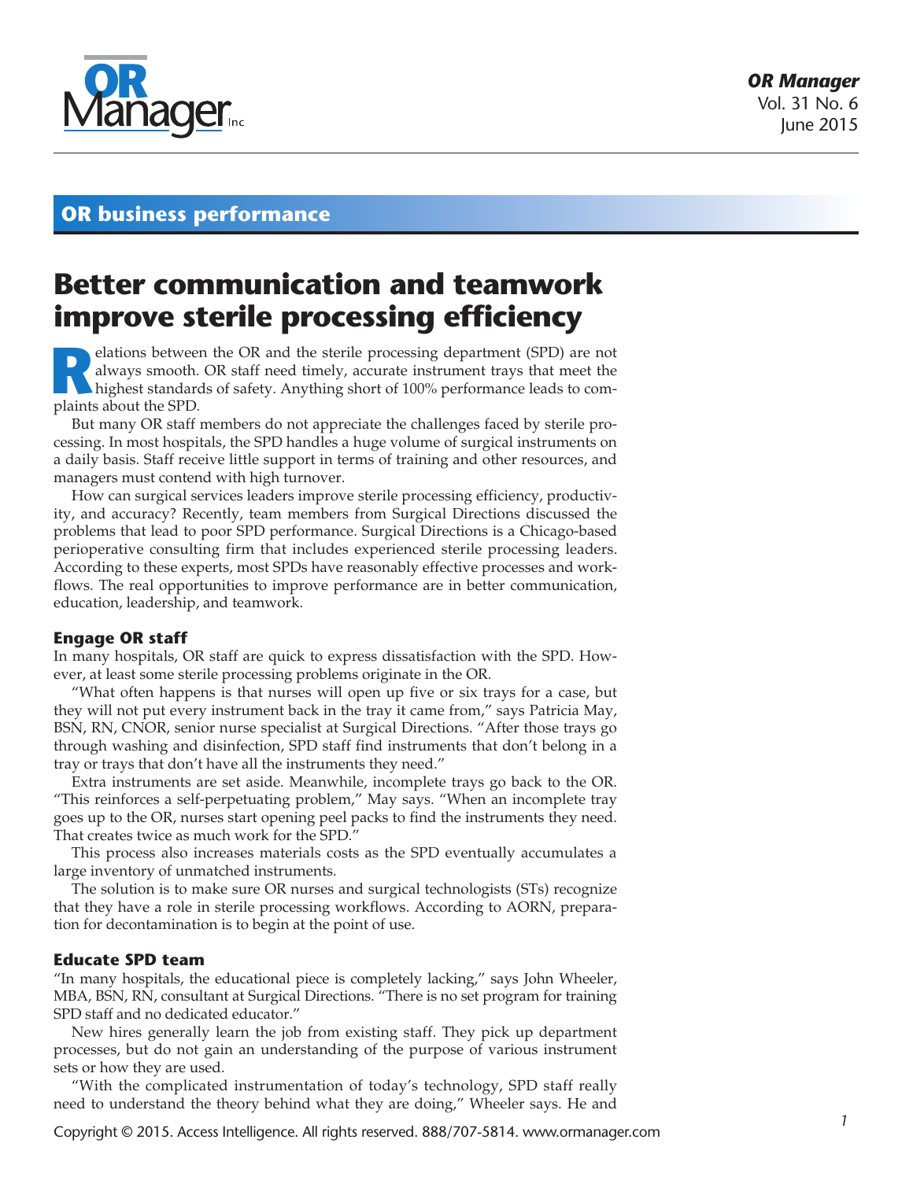## OR business performance

# Better communication and teamwork improve sterile processing efficiency

Relations between the OR and the sterile processing department (SPD) are not always smooth. OR staff need timely, accurate instrument trays that meet the highest standards of safety. Anything short of 100% performance leads to complaints about the SPD.

But many OR staff members do not appreciate the challenges faced by sterile processing. In most hospitals, the SPD handles a huge volume of surgical instruments on a daily basis. Staff receive little support in terms of training and other resources, and managers must contend with high turnover.

How can surgical services leaders improve sterile processing efficiency, productivity, and accuracy? Recently, team members from Surgical Directions discussed the problems that lead to poor SPD performance. Surgical Directions is a Chicago-based perioperative consulting firm that includes experienced sterile processing leaders. According to these experts, most SPDs have reasonably effective processes and workflows. The real opportunities to improve performance are in better communication, education, leadership, and teamwork.

### Engage OR staff

In many hospitals, OR staff are quick to express dissatisfaction with the SPD. However, at least some sterile processing problems originate in the OR.

"What often happens is that nurses will open up five or six trays for a case, but they will not put every instrument back in the tray it came from," says Patricia May, BSN, RN, CNOR, senior nurse specialist at Surgical Directions. "After those trays go through washing and disinfection, SPD staff find instruments that don't belong in a tray or trays that don't have all the instruments they need."

Extra instruments are set aside. Meanwhile, incomplete trays go back to the OR. "This reinforces a self-perpetuating problem," May says. "When an incomplete tray goes up to the OR, nurses start opening peel packs to find the instruments they need. That creates twice as much work for the SPD."

This process also increases materials costs as the SPD eventually accumulates a large inventory of unmatched instruments.

The solution is to make sure OR nurses and surgical technologists (STs) recognize that they have a role in sterile processing workflows. According to AORN, preparation for decontamination is to begin at the point of use.

### Educate SPD team

"In many hospitals, the educational piece is completely lacking," says John Wheeler, MBA, BSN, RN, consultant at Surgical Directions. "There is no set program for training SPD staff and no dedicated educator."

New hires generally learn the job from existing staff. They pick up department processes, but do not gain an understanding of the purpose of various instrument sets or how they are used.

"With the complicated instrumentation of today's technology, SPD staff really need to understand the theory behind what they are doing," Wheeler says. He and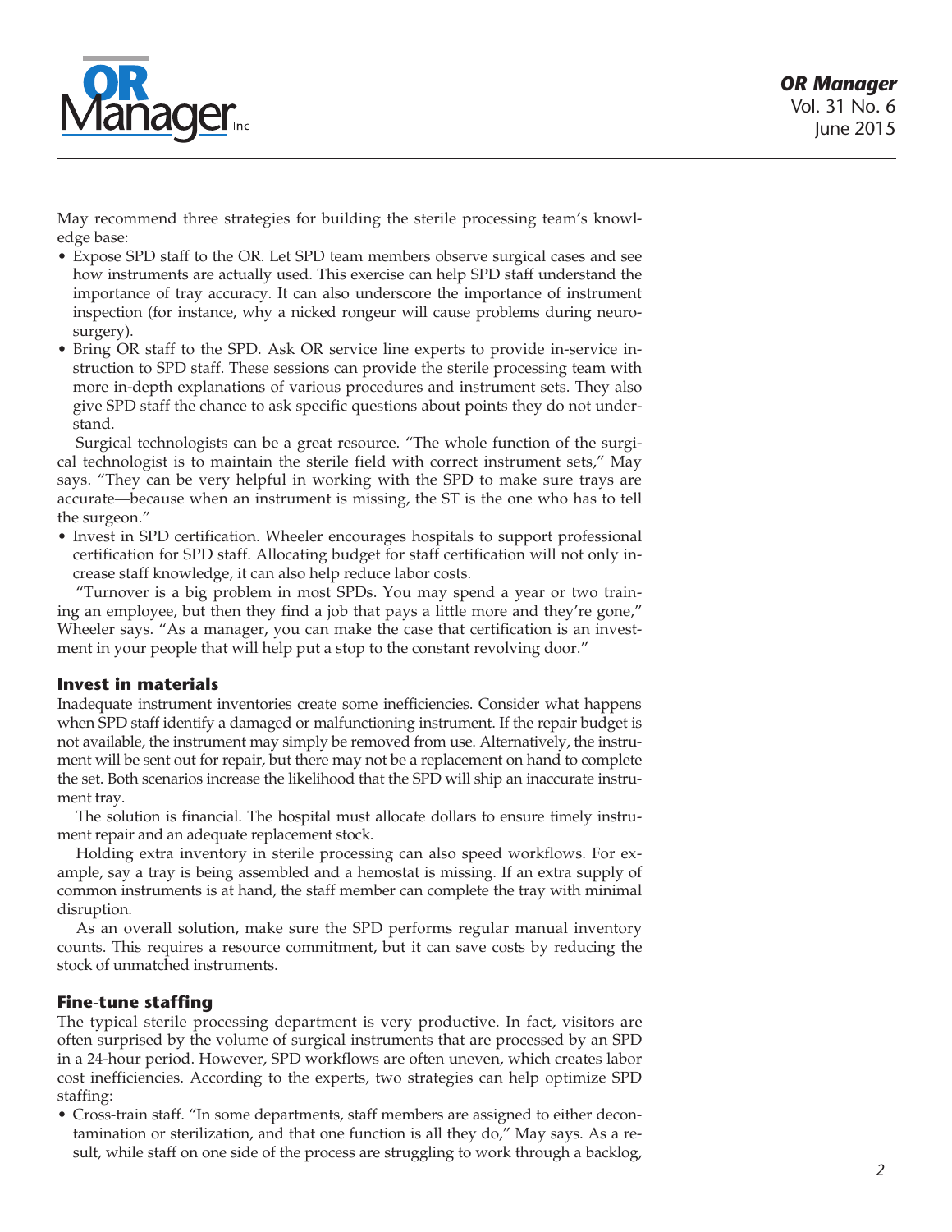May recommend three strategies for building the sterile processing team's knowledge base:

- Expose SPD staff to the OR. Let SPD team members observe surgical cases and see how instruments are actually used. This exercise can help SPD staff understand the importance of tray accuracy. It can also underscore the importance of instrument inspection (for instance, why a nicked rongeur will cause problems during neurosurgery).
- Bring OR staff to the SPD. Ask OR service line experts to provide in-service instruction to SPD staff. These sessions can provide the sterile processing team with more in-depth explanations of various procedures and instrument sets. They also give SPD staff the chance to ask specific questions about points they do not understand.

  Surgical technologists can be a great resource. "The whole function of the surgical technologist is to maintain the sterile field with correct instrument sets," May says. "They can be very helpful in working with the SPD to make sure trays are accurate—because when an instrument is missing, the ST is the one who has to tell the surgeon."
- Invest in SPD certification. Wheeler encourages hospitals to support professional certification for SPD staff. Allocating budget for staff certification will not only increase staff knowledge, it can also help reduce labor costs.

  "Turnover is a big problem in most SPDs. You may spend a year or two training an employee, but then they find a job that pays a little more and they're gone," Wheeler says. "As a manager, you can make the case that certification is an investment in your people that will help put a stop to the constant revolving door."

### Invest in materials

Inadequate instrument inventories create some inefficiencies. Consider what happens when SPD staff identify a damaged or malfunctioning instrument. If the repair budget is not available, the instrument may simply be removed from use. Alternatively, the instrument will be sent out for repair, but there may not be a replacement on hand to complete the set. Both scenarios increase the likelihood that the SPD will ship an inaccurate instrument tray.

The solution is financial. The hospital must allocate dollars to ensure timely instrument repair and an adequate replacement stock.

Holding extra inventory in sterile processing can also speed workflows. For example, say a tray is being assembled and a hemostat is missing. If an extra supply of common instruments is at hand, the staff member can complete the tray with minimal disruption.

As an overall solution, make sure the SPD performs regular manual inventory counts. This requires a resource commitment, but it can save costs by reducing the stock of unmatched instruments.

### Fine-tune staffing

The typical sterile processing department is very productive. In fact, visitors are often surprised by the volume of surgical instruments that are processed by an SPD in a 24-hour period. However, SPD workflows are often uneven, which creates labor cost inefficiencies. According to the experts, two strategies can help optimize SPD staffing:

- Cross-train staff. "In some departments, staff members are assigned to either decontamination or sterilization, and that one function is all they do," May says. As a result, while staff on one side of the process are struggling to work through a backlog,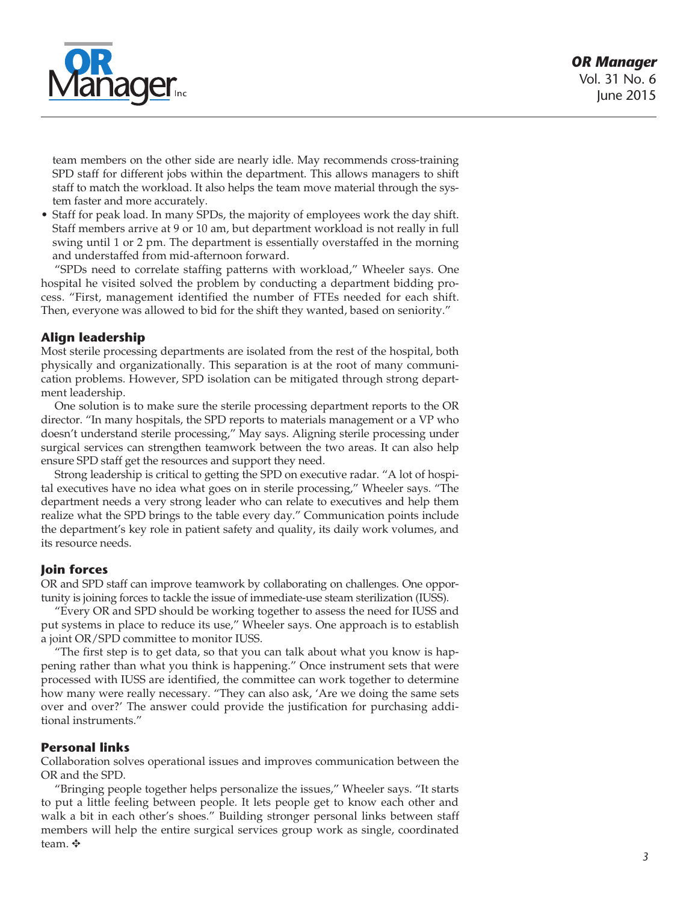team members on the other side are nearly idle. May recommends cross-training SPD staff for different jobs within the department. This allows managers to shift staff to match the workload. It also helps the team move material through the system faster and more accurately.

- Staff for peak load. In many SPDs, the majority of employees work the day shift. Staff members arrive at 9 or 10 am, but department workload is not really in full swing until 1 or 2 pm. The department is essentially overstaffed in the morning and understaffed from mid-afternoon forward.

"SPDs need to correlate staffing patterns with workload," Wheeler says. One hospital he visited solved the problem by conducting a department bidding process. "First, management identified the number of FTEs needed for each shift. Then, everyone was allowed to bid for the shift they wanted, based on seniority."

### Align leadership

Most sterile processing departments are isolated from the rest of the hospital, both physically and organizationally. This separation is at the root of many communication problems. However, SPD isolation can be mitigated through strong department leadership.

One solution is to make sure the sterile processing department reports to the OR director. "In many hospitals, the SPD reports to materials management or a VP who doesn't understand sterile processing," May says. Aligning sterile processing under surgical services can strengthen teamwork between the two areas. It can also help ensure SPD staff get the resources and support they need.

Strong leadership is critical to getting the SPD on executive radar. "A lot of hospital executives have no idea what goes on in sterile processing," Wheeler says. "The department needs a very strong leader who can relate to executives and help them realize what the SPD brings to the table every day." Communication points include the department's key role in patient safety and quality, its daily work volumes, and its resource needs.

### Join forces

OR and SPD staff can improve teamwork by collaborating on challenges. One opportunity is joining forces to tackle the issue of immediate-use steam sterilization (IUSS).

"Every OR and SPD should be working together to assess the need for IUSS and put systems in place to reduce its use," Wheeler says. One approach is to establish a joint OR/SPD committee to monitor IUSS.

"The first step is to get data, so that you can talk about what you know is happening rather than what you think is happening." Once instrument sets that were processed with IUSS are identified, the committee can work together to determine how many were really necessary. "They can also ask, 'Are we doing the same sets over and over?' The answer could provide the justification for purchasing additional instruments."

### Personal links

Collaboration solves operational issues and improves communication between the OR and the SPD.

"Bringing people together helps personalize the issues," Wheeler says. "It starts to put a little feeling between people. It lets people get to know each other and walk a bit in each other's shoes." Building stronger personal links between staff members will help the entire surgical services group work as single, coordinated team. ✣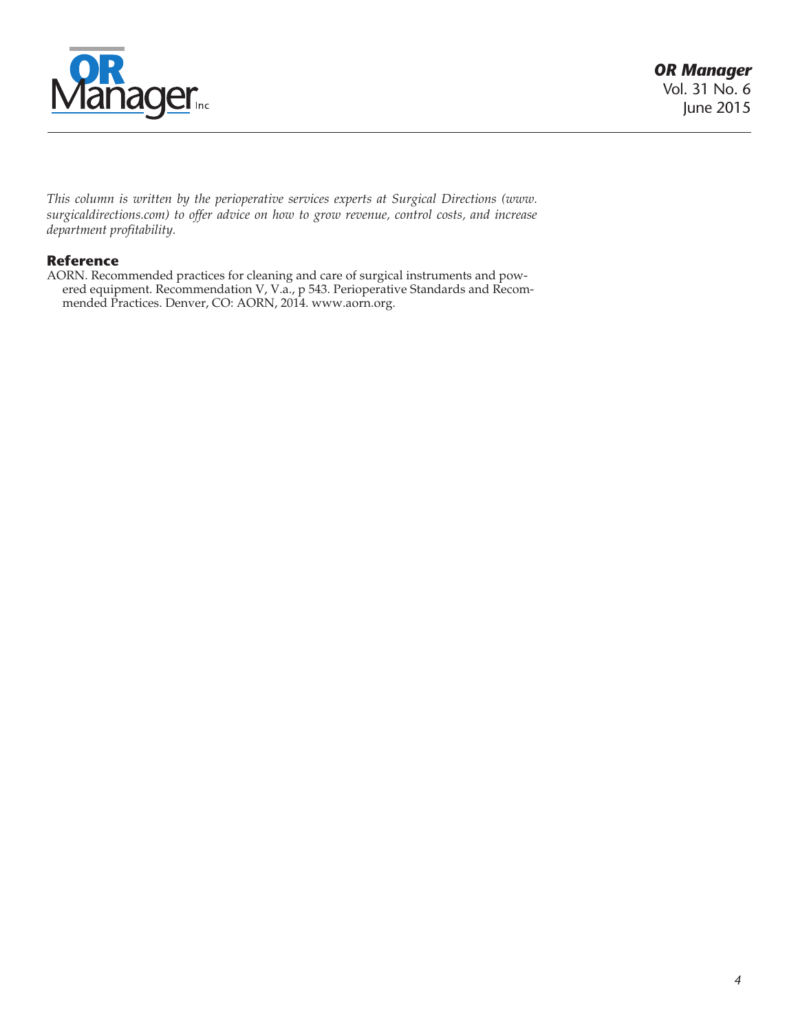*This column is written by the perioperative services experts at Surgical Directions (www.surgicaldirections.com) to offer advice on how to grow revenue, control costs, and increase department profitability.*

## Reference

AORN. Recommended practices for cleaning and care of surgical instruments and powered equipment. Recommendation V, V.a., p 543. Perioperative Standards and Recommended Practices. Denver, CO: AORN, 2014. www.aorn.org.